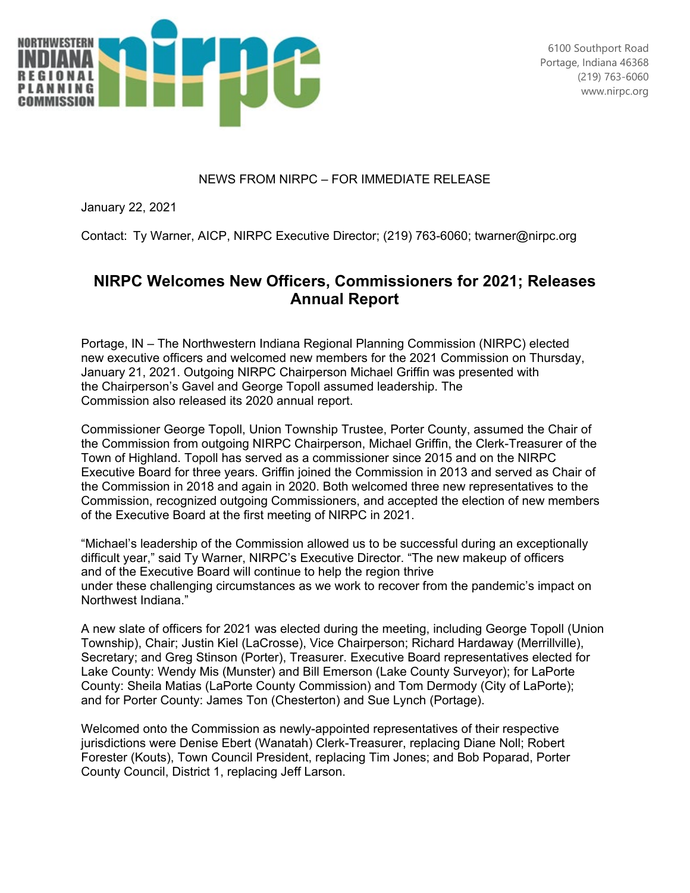NORTHWESTERN INDIANA REGIONAL PLANNING COMMISSION

6100 Southport Road
Portage, Indiana 46368
(219) 763-6060
www.nirpc.org

NEWS FROM NIRPC – FOR IMMEDIATE RELEASE

January 22, 2021

Contact: Ty Warner, AICP, NIRPC Executive Director; (219) 763-6060; twarner@nirpc.org

# NIRPC Welcomes New Officers, Commissioners for 2021; Releases Annual Report

Portage, IN – The Northwestern Indiana Regional Planning Commission (NIRPC) elected new executive officers and welcomed new members for the 2021 Commission on Thursday, January 21, 2021. Outgoing NIRPC Chairperson Michael Griffin was presented with the Chairperson's Gavel and George Topoll assumed leadership. The Commission also released its 2020 annual report.

Commissioner George Topoll, Union Township Trustee, Porter County, assumed the Chair of the Commission from outgoing NIRPC Chairperson, Michael Griffin, the Clerk-Treasurer of the Town of Highland. Topoll has served as a commissioner since 2015 and on the NIRPC Executive Board for three years. Griffin joined the Commission in 2013 and served as Chair of the Commission in 2018 and again in 2020. Both welcomed three new representatives to the Commission, recognized outgoing Commissioners, and accepted the election of new members of the Executive Board at the first meeting of NIRPC in 2021.

"Michael's leadership of the Commission allowed us to be successful during an exceptionally difficult year," said Ty Warner, NIRPC's Executive Director. "The new makeup of officers and of the Executive Board will continue to help the region thrive under these challenging circumstances as we work to recover from the pandemic's impact on Northwest Indiana."

A new slate of officers for 2021 was elected during the meeting, including George Topoll (Union Township), Chair; Justin Kiel (LaCrosse), Vice Chairperson; Richard Hardaway (Merrillville), Secretary; and Greg Stinson (Porter), Treasurer. Executive Board representatives elected for Lake County: Wendy Mis (Munster) and Bill Emerson (Lake County Surveyor); for LaPorte County: Sheila Matias (LaPorte County Commission) and Tom Dermody (City of LaPorte); and for Porter County: James Ton (Chesterton) and Sue Lynch (Portage).

Welcomed onto the Commission as newly-appointed representatives of their respective jurisdictions were Denise Ebert (Wanatah) Clerk-Treasurer, replacing Diane Noll; Robert Forester (Kouts), Town Council President, replacing Tim Jones; and Bob Poparad, Porter County Council, District 1, replacing Jeff Larson.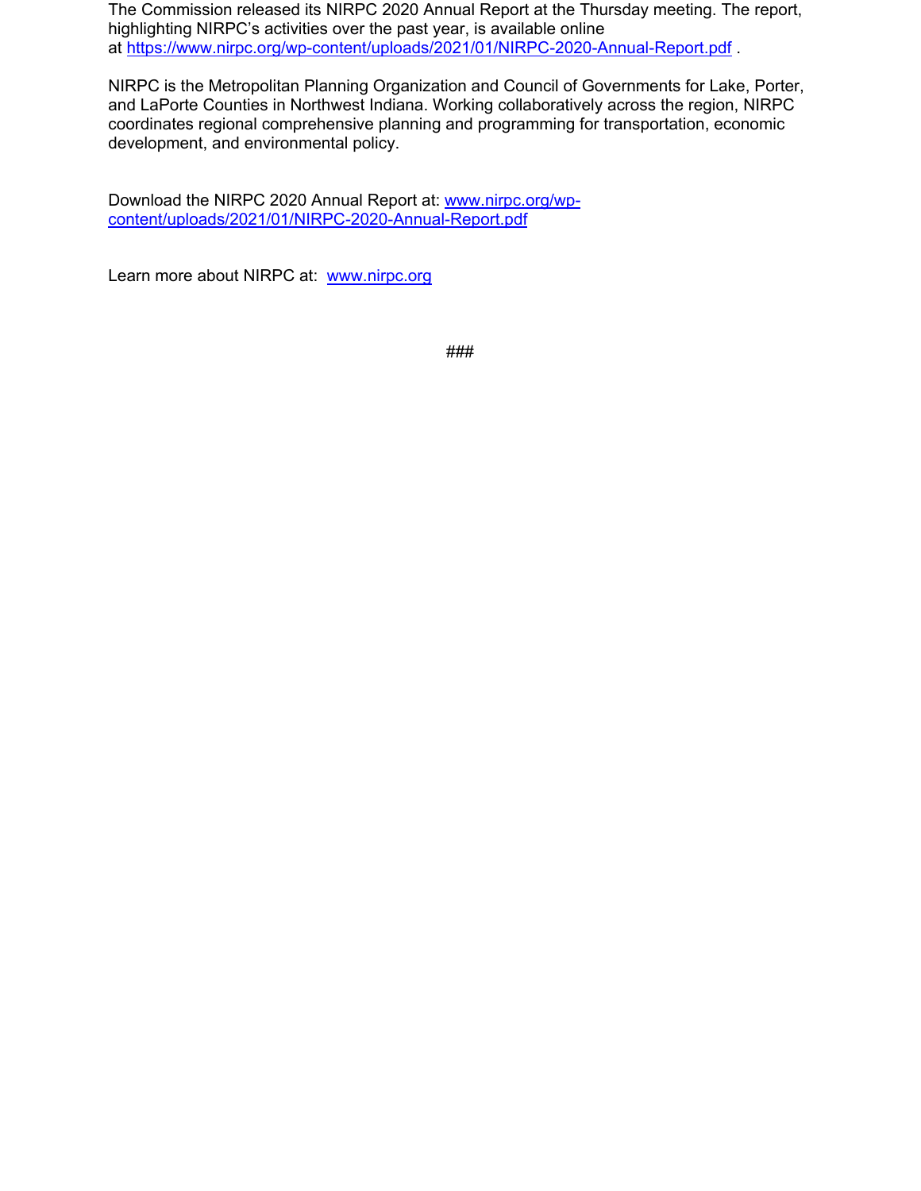The Commission released its NIRPC 2020 Annual Report at the Thursday meeting. The report, highlighting NIRPC's activities over the past year, is available online at https://www.nirpc.org/wp-content/uploads/2021/01/NIRPC-2020-Annual-Report.pdf .

NIRPC is the Metropolitan Planning Organization and Council of Governments for Lake, Porter, and LaPorte Counties in Northwest Indiana. Working collaboratively across the region, NIRPC coordinates regional comprehensive planning and programming for transportation, economic development, and environmental policy.

Download the NIRPC 2020 Annual Report at: www.nirpc.org/wp-content/uploads/2021/01/NIRPC-2020-Annual-Report.pdf

Learn more about NIRPC at: www.nirpc.org

###